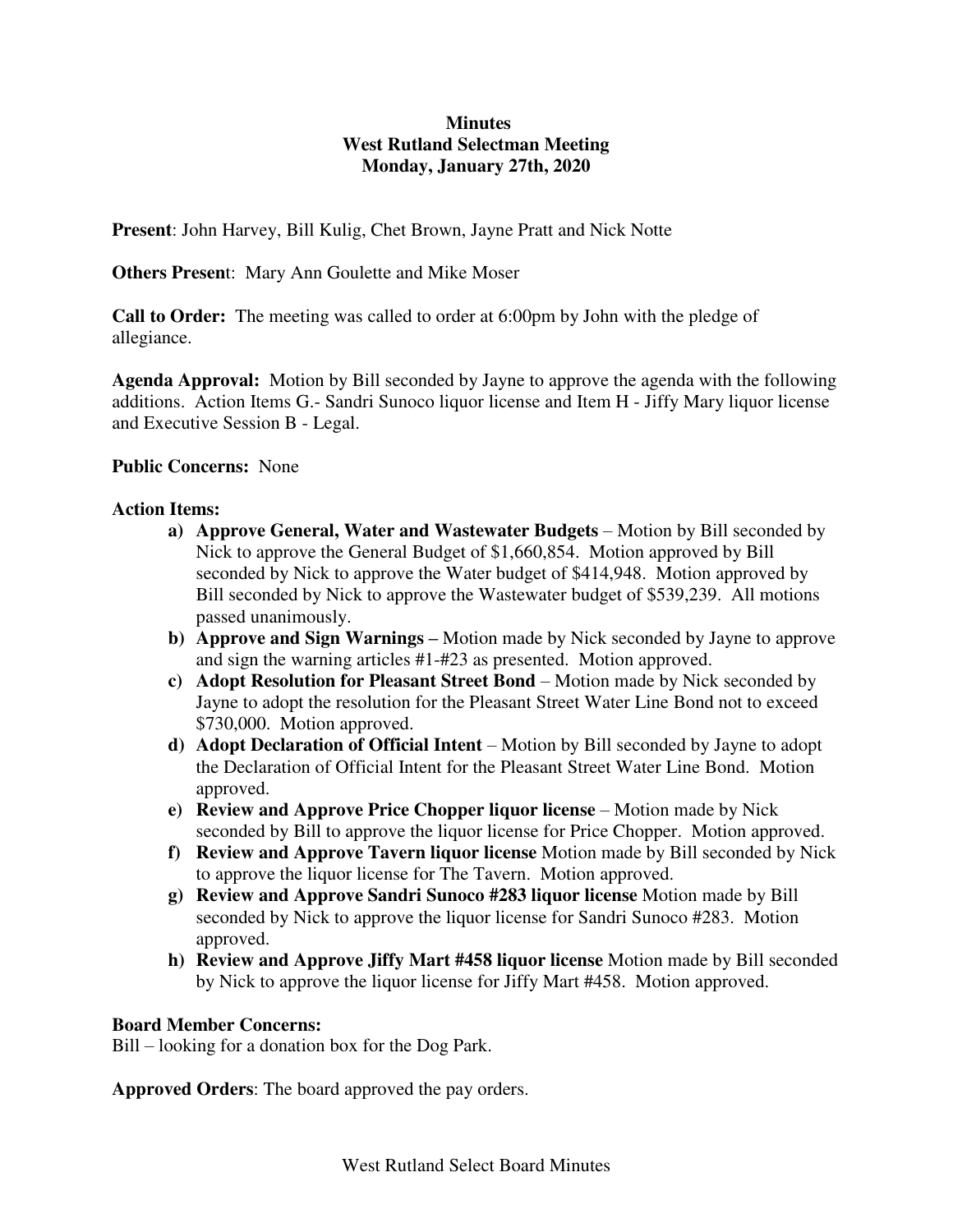# Minutes
## West Rutland Selectman Meeting
### Monday, January 27th, 2020

**Present**: John Harvey, Bill Kulig, Chet Brown, Jayne Pratt and Nick Notte

**Others Present**: Mary Ann Goulette and Mike Moser

**Call to Order:** The meeting was called to order at 6:00pm by John with the pledge of allegiance.

**Agenda Approval:** Motion by Bill seconded by Jayne to approve the agenda with the following additions. Action Items G.- Sandri Sunoco liquor license and Item H - Jiffy Mary liquor license and Executive Session B - Legal.

**Public Concerns:** None

**Action Items:**

a) **Approve General, Water and Wastewater Budgets** – Motion by Bill seconded by Nick to approve the General Budget of $1,660,854. Motion approved by Bill seconded by Nick to approve the Water budget of $414,948. Motion approved by Bill seconded by Nick to approve the Wastewater budget of $539,239. All motions passed unanimously.

b) **Approve and Sign Warnings –** Motion made by Nick seconded by Jayne to approve and sign the warning articles #1-#23 as presented. Motion approved.

c) **Adopt Resolution for Pleasant Street Bond** – Motion made by Nick seconded by Jayne to adopt the resolution for the Pleasant Street Water Line Bond not to exceed $730,000. Motion approved.

d) **Adopt Declaration of Official Intent** – Motion by Bill seconded by Jayne to adopt the Declaration of Official Intent for the Pleasant Street Water Line Bond. Motion approved.

e) **Review and Approve Price Chopper liquor license** – Motion made by Nick seconded by Bill to approve the liquor license for Price Chopper. Motion approved.

f) **Review and Approve Tavern liquor license** Motion made by Bill seconded by Nick to approve the liquor license for The Tavern. Motion approved.

g) **Review and Approve Sandri Sunoco #283 liquor license** Motion made by Bill seconded by Nick to approve the liquor license for Sandri Sunoco #283. Motion approved.

h) **Review and Approve Jiffy Mart #458 liquor license** Motion made by Bill seconded by Nick to approve the liquor license for Jiffy Mart #458. Motion approved.

**Board Member Concerns:**

Bill – looking for a donation box for the Dog Park.

**Approved Orders**: The board approved the pay orders.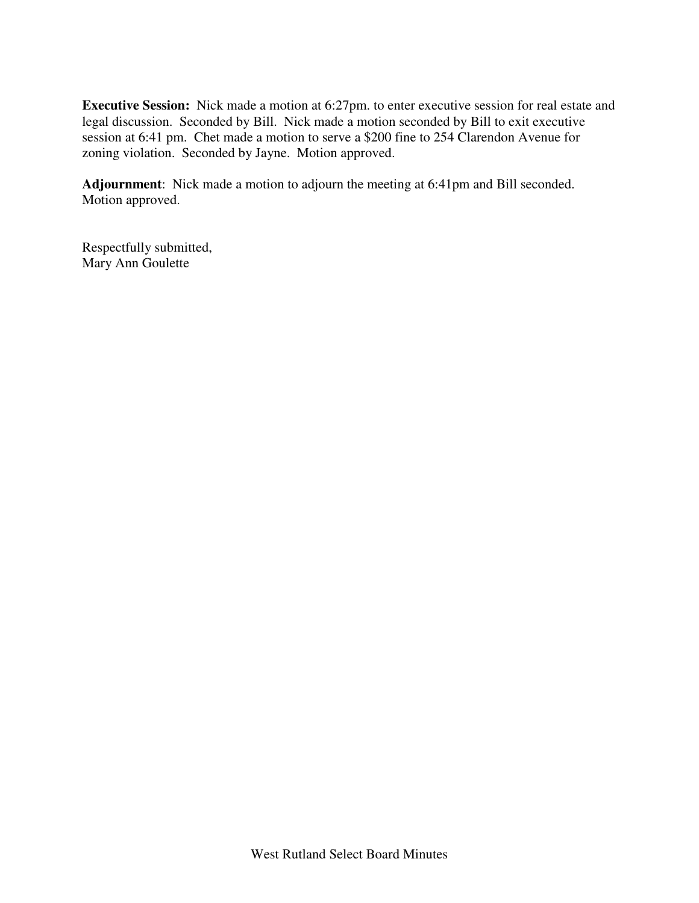**Executive Session:** Nick made a motion at 6:27pm. to enter executive session for real estate and legal discussion. Seconded by Bill. Nick made a motion seconded by Bill to exit executive session at 6:41 pm. Chet made a motion to serve a $200 fine to 254 Clarendon Avenue for zoning violation. Seconded by Jayne. Motion approved.

**Adjournment**: Nick made a motion to adjourn the meeting at 6:41pm and Bill seconded. Motion approved.

Respectfully submitted,
Mary Ann Goulette